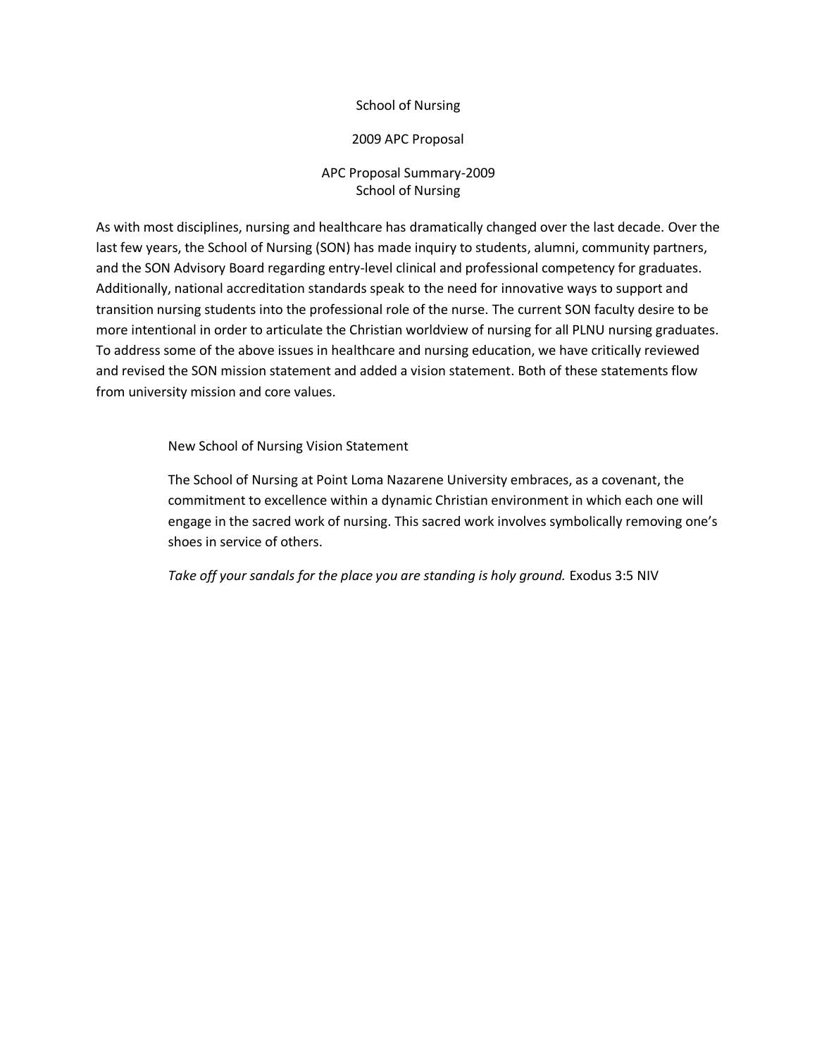# School of Nursing

## 2009 APC Proposal

### APC Proposal Summary-2009
### School of Nursing

As with most disciplines, nursing and healthcare has dramatically changed over the last decade. Over the last few years, the School of Nursing (SON) has made inquiry to students, alumni, community partners, and the SON Advisory Board regarding entry-level clinical and professional competency for graduates. Additionally, national accreditation standards speak to the need for innovative ways to support and transition nursing students into the professional role of the nurse. The current SON faculty desire to be more intentional in order to articulate the Christian worldview of nursing for all PLNU nursing graduates. To address some of the above issues in healthcare and nursing education, we have critically reviewed and revised the SON mission statement and added a vision statement. Both of these statements flow from university mission and core values.

> New School of Nursing Vision Statement
>
> The School of Nursing at Point Loma Nazarene University embraces, as a covenant, the commitment to excellence within a dynamic Christian environment in which each one will engage in the sacred work of nursing. This sacred work involves symbolically removing one's shoes in service of others.
>
> *Take off your sandals for the place you are standing is holy ground.* Exodus 3:5 NIV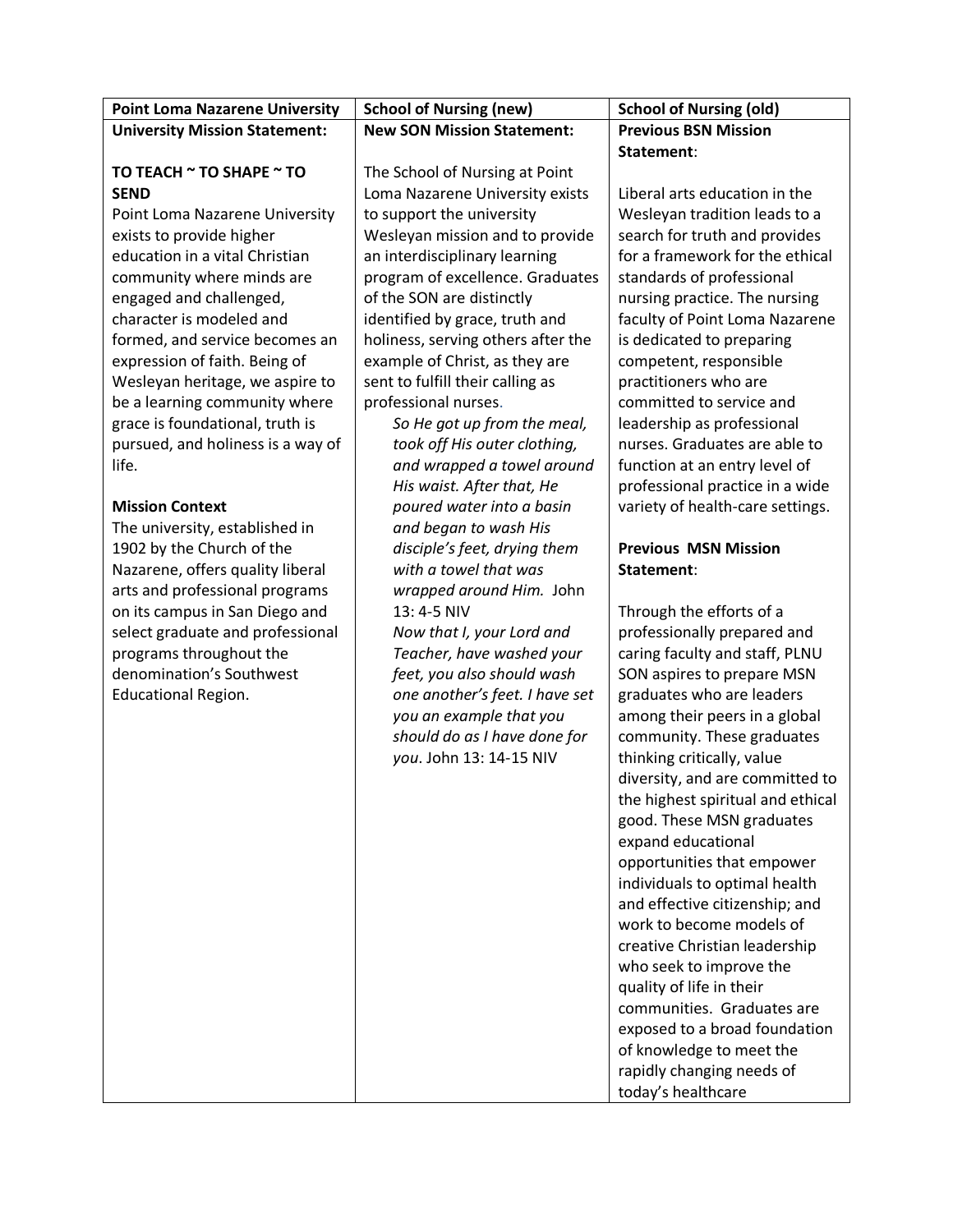| Point Loma Nazarene University | School of Nursing (new) | School of Nursing (old) |
|---|---|---|
| **University Mission Statement:**<br><br>**TO TEACH ~ TO SHAPE ~ TO SEND**<br>Point Loma Nazarene University exists to provide higher education in a vital Christian community where minds are engaged and challenged, character is modeled and formed, and service becomes an expression of faith. Being of Wesleyan heritage, we aspire to be a learning community where grace is foundational, truth is pursued, and holiness is a way of life.<br><br>**Mission Context**<br>The university, established in 1902 by the Church of the Nazarene, offers quality liberal arts and professional programs on its campus in San Diego and select graduate and professional programs throughout the denomination's Southwest Educational Region. | **New SON Mission Statement:**<br><br>The School of Nursing at Point Loma Nazarene University exists to support the university Wesleyan mission and to provide an interdisciplinary learning program of excellence. Graduates of the SON are distinctly identified by grace, truth and holiness, serving others after the example of Christ, as they are sent to fulfill their calling as professional nurses.<br>*So He got up from the meal, took off His outer clothing, and wrapped a towel around His waist. After that, He poured water into a basin and began to wash His disciple's feet, drying them with a towel that was wrapped around Him.* John 13: 4-5 NIV<br>*Now that I, your Lord and Teacher, have washed your feet, you also should wash one another's feet. I have set you an example that you should do as I have done for you*. John 13: 14-15 NIV | **Previous BSN Mission Statement**:<br><br>Liberal arts education in the Wesleyan tradition leads to a search for truth and provides for a framework for the ethical standards of professional nursing practice. The nursing faculty of Point Loma Nazarene is dedicated to preparing competent, responsible practitioners who are committed to service and leadership as professional nurses. Graduates are able to function at an entry level of professional practice in a wide variety of health-care settings.<br><br>**Previous MSN Mission Statement**:<br><br>Through the efforts of a professionally prepared and caring faculty and staff, PLNU SON aspires to prepare MSN graduates who are leaders among their peers in a global community. These graduates thinking critically, value diversity, and are committed to the highest spiritual and ethical good. These MSN graduates expand educational opportunities that empower individuals to optimal health and effective citizenship; and work to become models of creative Christian leadership who seek to improve the quality of life in their communities. Graduates are exposed to a broad foundation of knowledge to meet the rapidly changing needs of today's healthcare |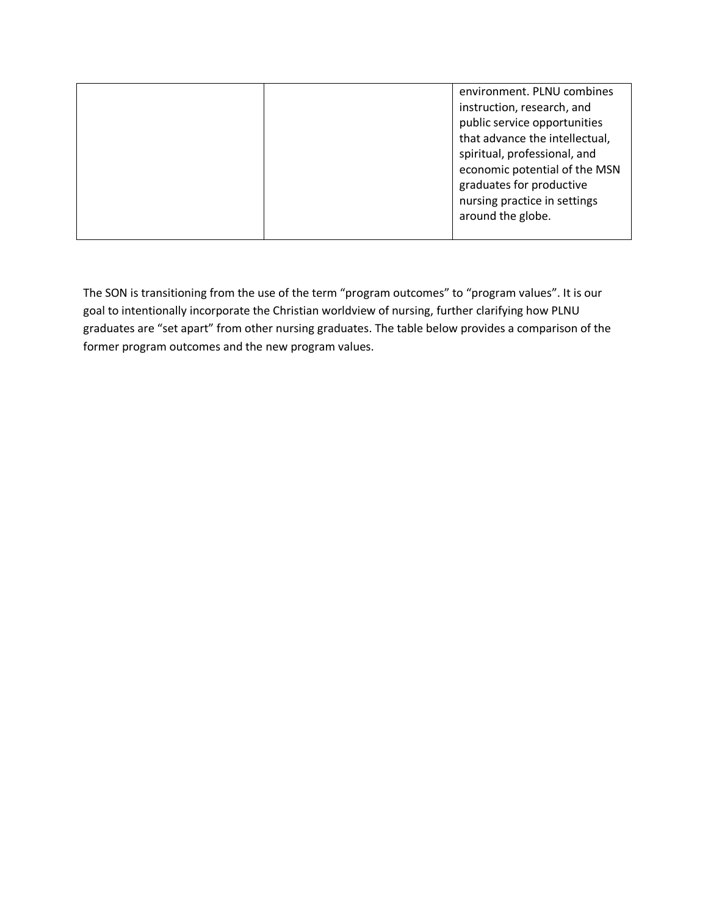| | | |
|---|---|---|
| | | environment. PLNU combines instruction, research, and public service opportunities that advance the intellectual, spiritual, professional, and economic potential of the MSN graduates for productive nursing practice in settings around the globe. |

The SON is transitioning from the use of the term “program outcomes” to “program values”. It is our goal to intentionally incorporate the Christian worldview of nursing, further clarifying how PLNU graduates are “set apart” from other nursing graduates. The table below provides a comparison of the former program outcomes and the new program values.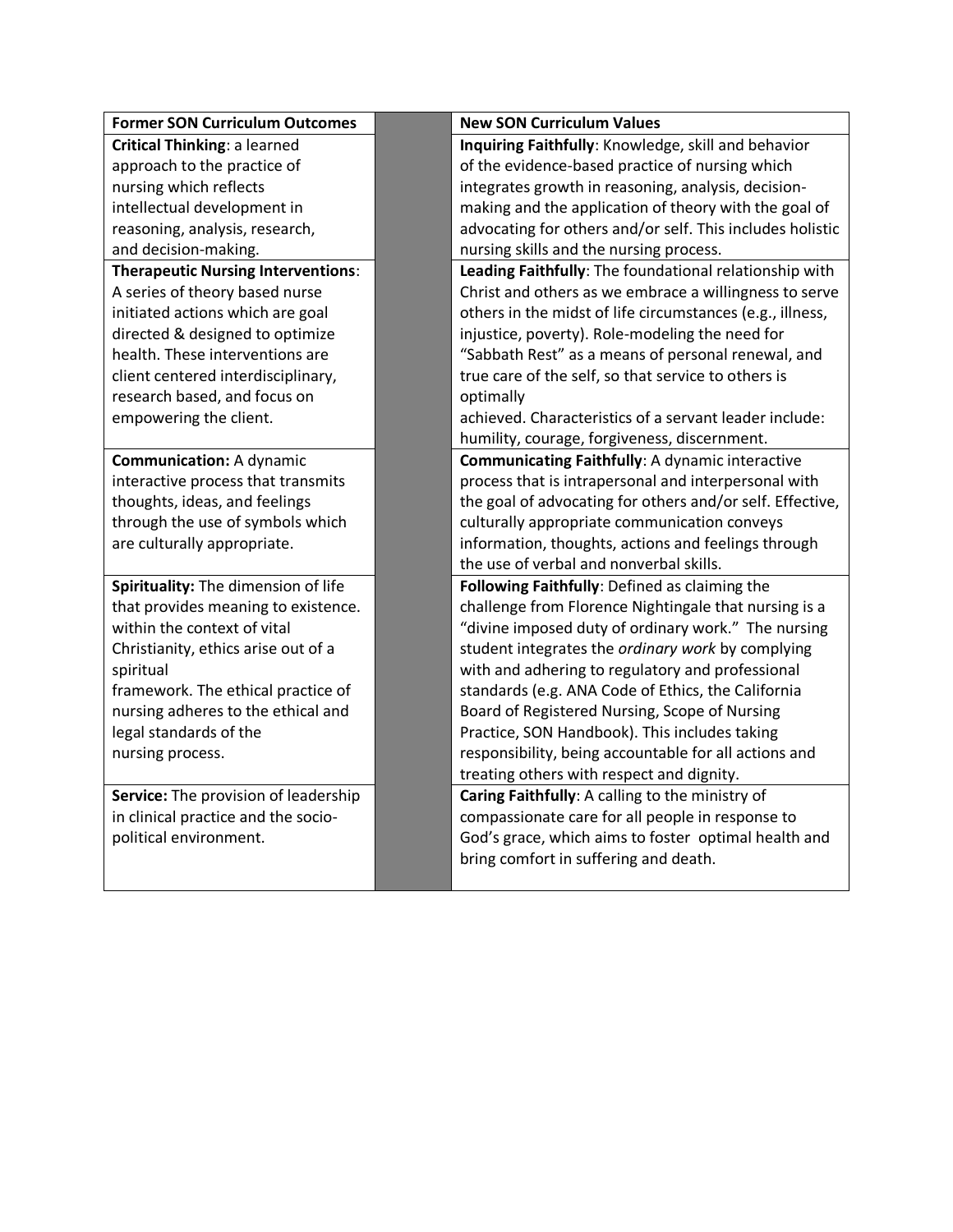| Former SON Curriculum Outcomes | | New SON Curriculum Values |
|---|---|---|
| **Critical Thinking**: a learned approach to the practice of nursing which reflects intellectual development in reasoning, analysis, research, and decision-making. | | **Inquiring Faithfully**: Knowledge, skill and behavior of the evidence-based practice of nursing which integrates growth in reasoning, analysis, decision-making and the application of theory with the goal of advocating for others and/or self. This includes holistic nursing skills and the nursing process. |
| **Therapeutic Nursing Interventions**: A series of theory based nurse initiated actions which are goal directed & designed to optimize health. These interventions are client centered interdisciplinary, research based, and focus on empowering the client. | | **Leading Faithfully**: The foundational relationship with Christ and others as we embrace a willingness to serve others in the midst of life circumstances (e.g., illness, injustice, poverty). Role-modeling the need for "Sabbath Rest" as a means of personal renewal, and true care of the self, so that service to others is optimally achieved. Characteristics of a servant leader include: humility, courage, forgiveness, discernment. |
| **Communication:** A dynamic interactive process that transmits thoughts, ideas, and feelings through the use of symbols which are culturally appropriate. | | **Communicating Faithfully**: A dynamic interactive process that is intrapersonal and interpersonal with the goal of advocating for others and/or self. Effective, culturally appropriate communication conveys information, thoughts, actions and feelings through the use of verbal and nonverbal skills. |
| **Spirituality:** The dimension of life that provides meaning to existence. within the context of vital Christianity, ethics arise out of a spiritual framework. The ethical practice of nursing adheres to the ethical and legal standards of the nursing process. | | **Following Faithfully**: Defined as claiming the challenge from Florence Nightingale that nursing is a "divine imposed duty of ordinary work." The nursing student integrates the *ordinary work* by complying with and adhering to regulatory and professional standards (e.g. ANA Code of Ethics, the California Board of Registered Nursing, Scope of Nursing Practice, SON Handbook). This includes taking responsibility, being accountable for all actions and treating others with respect and dignity. |
| **Service:** The provision of leadership in clinical practice and the socio-political environment. | | **Caring Faithfully**: A calling to the ministry of compassionate care for all people in response to God's grace, which aims to foster optimal health and bring comfort in suffering and death. |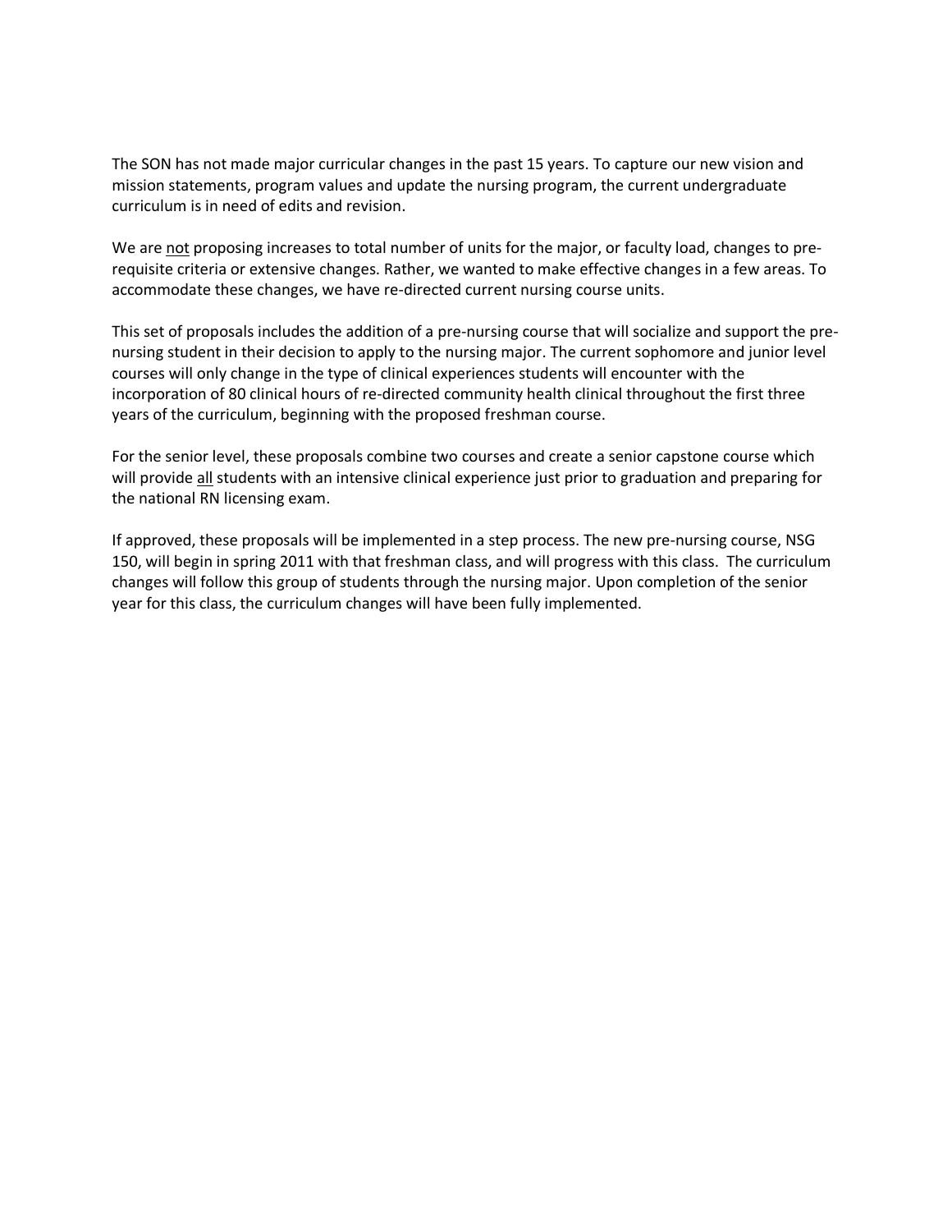The SON has not made major curricular changes in the past 15 years. To capture our new vision and mission statements, program values and update the nursing program, the current undergraduate curriculum is in need of edits and revision.

We are <u>not</u> proposing increases to total number of units for the major, or faculty load, changes to pre-requisite criteria or extensive changes. Rather, we wanted to make effective changes in a few areas. To accommodate these changes, we have re-directed current nursing course units.

This set of proposals includes the addition of a pre-nursing course that will socialize and support the pre-nursing student in their decision to apply to the nursing major. The current sophomore and junior level courses will only change in the type of clinical experiences students will encounter with the incorporation of 80 clinical hours of re-directed community health clinical throughout the first three years of the curriculum, beginning with the proposed freshman course.

For the senior level, these proposals combine two courses and create a senior capstone course which will provide <u>all</u> students with an intensive clinical experience just prior to graduation and preparing for the national RN licensing exam.

If approved, these proposals will be implemented in a step process. The new pre-nursing course, NSG 150, will begin in spring 2011 with that freshman class, and will progress with this class. The curriculum changes will follow this group of students through the nursing major. Upon completion of the senior year for this class, the curriculum changes will have been fully implemented.